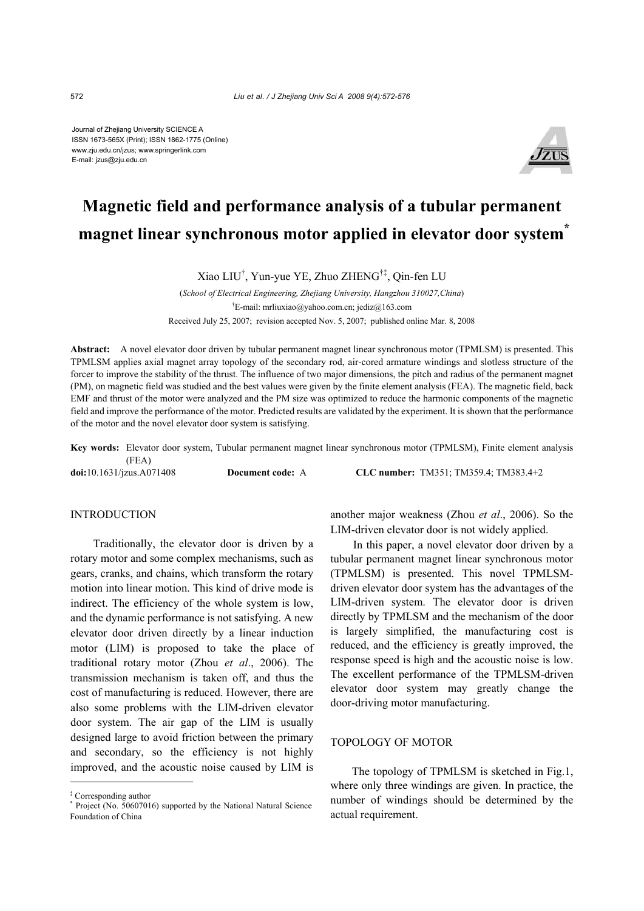Journal of Zhejiang University SCIENCE A
ISSN 1673-565X (Print); ISSN 1862-1775 (Online)
www.zju.edu.cn/jzus; www.springerlink.com
E-mail: jzus@zju.edu.cn

# Magnetic field and performance analysis of a tubular permanent magnet linear synchronous motor applied in elevator door system*

Xiao LIU[†], Yun-yue YE, Zhuo ZHENG[†‡], Qin-fen LU

(*School of Electrical Engineering, Zhejiang University, Hangzhou 310027, China*)

[†]E-mail: mrliuxiao@yahoo.com.cn; jediz@163.com

Received July 25, 2007; revision accepted Nov. 5, 2007; published online Mar. 8, 2008

**Abstract:** A novel elevator door driven by tubular permanent magnet linear synchronous motor (TPMLSM) is presented. This TPMLSM applies axial magnet array topology of the secondary rod, air-cored armature windings and slotless structure of the forcer to improve the stability of the thrust. The influence of two major dimensions, the pitch and radius of the permanent magnet (PM), on magnetic field was studied and the best values were given by the finite element analysis (FEA). The magnetic field, back EMF and thrust of the motor were analyzed and the PM size was optimized to reduce the harmonic components of the magnetic field and improve the performance of the motor. Predicted results are validated by the experiment. It is shown that the performance of the motor and the novel elevator door system is satisfying.

**Key words:** Elevator door system, Tubular permanent magnet linear synchronous motor (TPMLSM), Finite element analysis (FEA)

**doi:**10.1631/jzus.A071408 **Document code:** A **CLC number:** TM351; TM359.4; TM383.4+2

## INTRODUCTION

Traditionally, the elevator door is driven by a rotary motor and some complex mechanisms, such as gears, cranks, and chains, which transform the rotary motion into linear motion. This kind of drive mode is indirect. The efficiency of the whole system is low, and the dynamic performance is not satisfying. A new elevator door driven directly by a linear induction motor (LIM) is proposed to take the place of traditional rotary motor (Zhou *et al*., 2006). The transmission mechanism is taken off, and thus the cost of manufacturing is reduced. However, there are also some problems with the LIM-driven elevator door system. The air gap of the LIM is usually designed large to avoid friction between the primary and secondary, so the efficiency is not highly improved, and the acoustic noise caused by LIM is another major weakness (Zhou *et al*., 2006). So the LIM-driven elevator door is not widely applied.

In this paper, a novel elevator door driven by a tubular permanent magnet linear synchronous motor (TPMLSM) is presented. This novel TPMLSM-driven elevator door system has the advantages of the LIM-driven system. The elevator door is driven directly by TPMLSM and the mechanism of the door is largely simplified, the manufacturing cost is reduced, and the efficiency is greatly improved, the response speed is high and the acoustic noise is low. The excellent performance of the TPMLSM-driven elevator door system may greatly change the door-driving motor manufacturing.

## TOPOLOGY OF MOTOR

The topology of TPMLSM is sketched in Fig.1, where only three windings are given. In practice, the number of windings should be determined by the actual requirement.

---

[‡] Corresponding author

[*] Project (No. 50607016) supported by the National Natural Science Foundation of China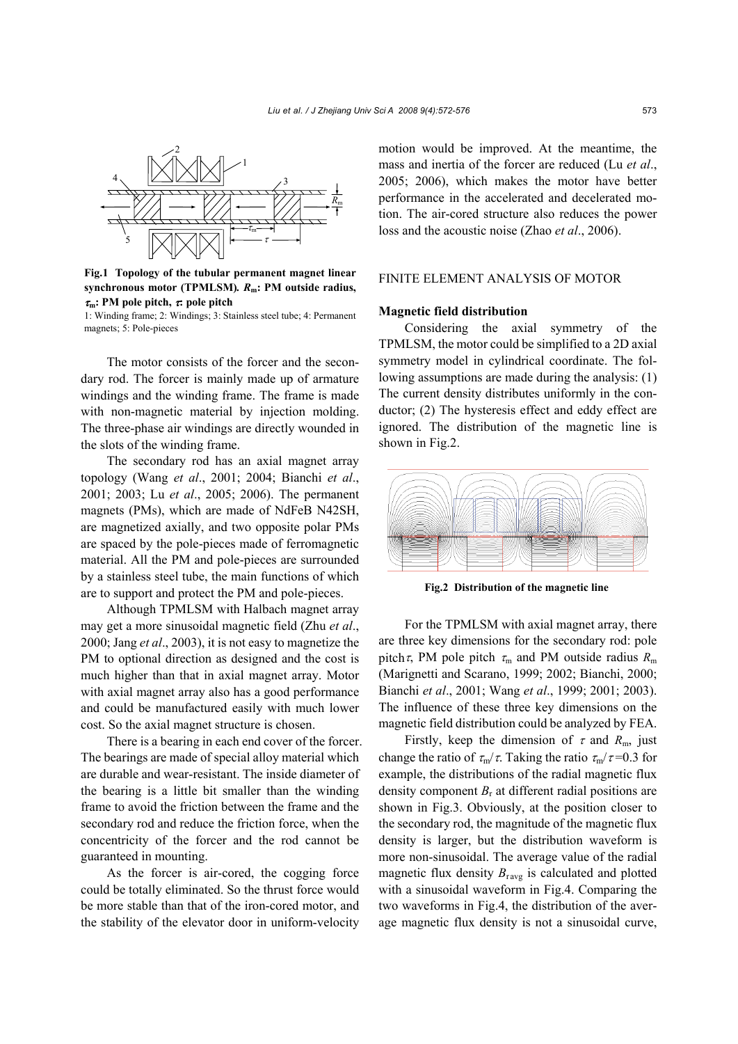Fig.1 Topology of the tubular permanent magnet linear synchronous motor (TPMLSM). $R_m$: PM outside radius, $\tau_m$: PM pole pitch, $\tau$: pole pitch

1: Winding frame; 2: Windings; 3: Stainless steel tube; 4: Permanent magnets; 5: Pole-pieces

The motor consists of the forcer and the secondary rod. The forcer is mainly made up of armature windings and the winding frame. The frame is made with non-magnetic material by injection molding. The three-phase air windings are directly wounded in the slots of the winding frame.

The secondary rod has an axial magnet array topology (Wang *et al*., 2001; 2004; Bianchi *et al*., 2001; 2003; Lu *et al*., 2005; 2006). The permanent magnets (PMs), which are made of NdFeB N42SH, are magnetized axially, and two opposite polar PMs are spaced by the pole-pieces made of ferromagnetic material. All the PM and pole-pieces are surrounded by a stainless steel tube, the main functions of which are to support and protect the PM and pole-pieces.

Although TPMLSM with Halbach magnet array may get a more sinusoidal magnetic field (Zhu *et al*., 2000; Jang *et al*., 2003), it is not easy to magnetize the PM to optional direction as designed and the cost is much higher than that in axial magnet array. Motor with axial magnet array also has a good performance and could be manufactured easily with much lower cost. So the axial magnet structure is chosen.

There is a bearing in each end cover of the forcer. The bearings are made of special alloy material which are durable and wear-resistant. The inside diameter of the bearing is a little bit smaller than the winding frame to avoid the friction between the frame and the secondary rod and reduce the friction force, when the concentricity of the forcer and the rod cannot be guaranteed in mounting.

As the forcer is air-cored, the cogging force could be totally eliminated. So the thrust force would be more stable than that of the iron-cored motor, and the stability of the elevator door in uniform-velocity motion would be improved. At the meantime, the mass and inertia of the forcer are reduced (Lu *et al*., 2005; 2006), which makes the motor have better performance in the accelerated and decelerated motion. The air-cored structure also reduces the power loss and the acoustic noise (Zhao *et al*., 2006).

## FINITE ELEMENT ANALYSIS OF MOTOR

### Magnetic field distribution

Considering the axial symmetry of the TPMLSM, the motor could be simplified to a 2D axial symmetry model in cylindrical coordinate. The following assumptions are made during the analysis: (1) The current density distributes uniformly in the conductor; (2) The hysteresis effect and eddy effect are ignored. The distribution of the magnetic line is shown in Fig.2.

Fig.2 Distribution of the magnetic line

For the TPMLSM with axial magnet array, there are three key dimensions for the secondary rod: pole pitch $\tau$, PM pole pitch $\tau_m$ and PM outside radius $R_m$ (Marignetti and Scarano, 1999; 2002; Bianchi, 2000; Bianchi *et al*., 2001; Wang *et al*., 1999; 2001; 2003). The influence of these three key dimensions on the magnetic field distribution could be analyzed by FEA.

Firstly, keep the dimension of $\tau$ and $R_m$, just change the ratio of $\tau_m/\tau$. Taking the ratio $\tau_m/\tau$=0.3 for example, the distributions of the radial magnetic flux density component $B_r$ at different radial positions are shown in Fig.3. Obviously, at the position closer to the secondary rod, the magnitude of the magnetic flux density is larger, but the distribution waveform is more non-sinusoidal. The average value of the radial magnetic flux density $B_{ravg}$ is calculated and plotted with a sinusoidal waveform in Fig.4. Comparing the two waveforms in Fig.4, the distribution of the average magnetic flux density is not a sinusoidal curve,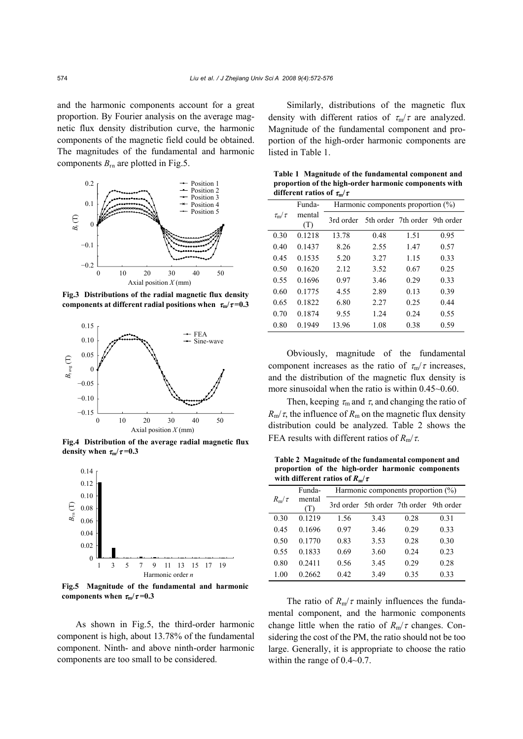and the harmonic components account for a great proportion. By Fourier analysis on the average magnetic flux density distribution curve, the harmonic components of the magnetic field could be obtained. The magnitudes of the fundamental and harmonic components $B_{rn}$ are plotted in Fig.5.

**Fig.3 Distributions of the radial magnetic flux density components at different radial positions when $\tau_m/\tau$=0.3**

**Fig.4 Distribution of the average radial magnetic flux density when $\tau_m/\tau$=0.3**

**Fig.5 Magnitude of the fundamental and harmonic components when $\tau_m/\tau$=0.3**

As shown in Fig.5, the third-order harmonic component is high, about 13.78% of the fundamental component. Ninth- and above ninth-order harmonic components are too small to be considered.

Similarly, distributions of the magnetic flux density with different ratios of $\tau_m/\tau$ are analyzed. Magnitude of the fundamental component and proportion of the high-order harmonic components are listed in Table 1.

**Table 1 Magnitude of the fundamental component and proportion of the high-order harmonic components with different ratios of $\tau_m/\tau$**

| $\tau_m/\tau$ | Fundamental (T) | Harmonic components proportion (%) | | | |
|---|---|---|---|---|---|
| | | 3rd order | 5th order | 7th order | 9th order |
| 0.30 | 0.1218 | 13.78 | 0.48 | 1.51 | 0.95 |
| 0.40 | 0.1437 | 8.26 | 2.55 | 1.47 | 0.57 |
| 0.45 | 0.1535 | 5.20 | 3.27 | 1.15 | 0.33 |
| 0.50 | 0.1620 | 2.12 | 3.52 | 0.67 | 0.25 |
| 0.55 | 0.1696 | 0.97 | 3.46 | 0.29 | 0.33 |
| 0.60 | 0.1775 | 4.55 | 2.89 | 0.13 | 0.39 |
| 0.65 | 0.1822 | 6.80 | 2.27 | 0.25 | 0.44 |
| 0.70 | 0.1874 | 9.55 | 1.24 | 0.24 | 0.55 |
| 0.80 | 0.1949 | 13.96 | 1.08 | 0.38 | 0.59 |

Obviously, magnitude of the fundamental component increases as the ratio of $\tau_m/\tau$ increases, and the distribution of the magnetic flux density is more sinusoidal when the ratio is within 0.45~0.60.

Then, keeping $\tau_m$ and $\tau$, and changing the ratio of $R_m/\tau$, the influence of $R_m$ on the magnetic flux density distribution could be analyzed. Table 2 shows the FEA results with different ratios of $R_m/\tau$.

**Table 2 Magnitude of the fundamental component and proportion of the high-order harmonic components with different ratios of $R_m/\tau$**

| $R_m/\tau$ | Fundamental (T) | Harmonic components proportion (%) | | | |
|---|---|---|---|---|---|
| | | 3rd order | 5th order | 7th order | 9th order |
| 0.30 | 0.1219 | 1.56 | 3.43 | 0.28 | 0.31 |
| 0.45 | 0.1696 | 0.97 | 3.46 | 0.29 | 0.33 |
| 0.50 | 0.1770 | 0.83 | 3.53 | 0.28 | 0.30 |
| 0.55 | 0.1833 | 0.69 | 3.60 | 0.24 | 0.23 |
| 0.80 | 0.2411 | 0.56 | 3.45 | 0.29 | 0.28 |
| 1.00 | 0.2662 | 0.42 | 3.49 | 0.35 | 0.33 |

The ratio of $R_m/\tau$ mainly influences the fundamental component, and the harmonic components change little when the ratio of $R_m/\tau$ changes. Considering the cost of the PM, the ratio should not be too large. Generally, it is appropriate to choose the ratio within the range of 0.4~0.7.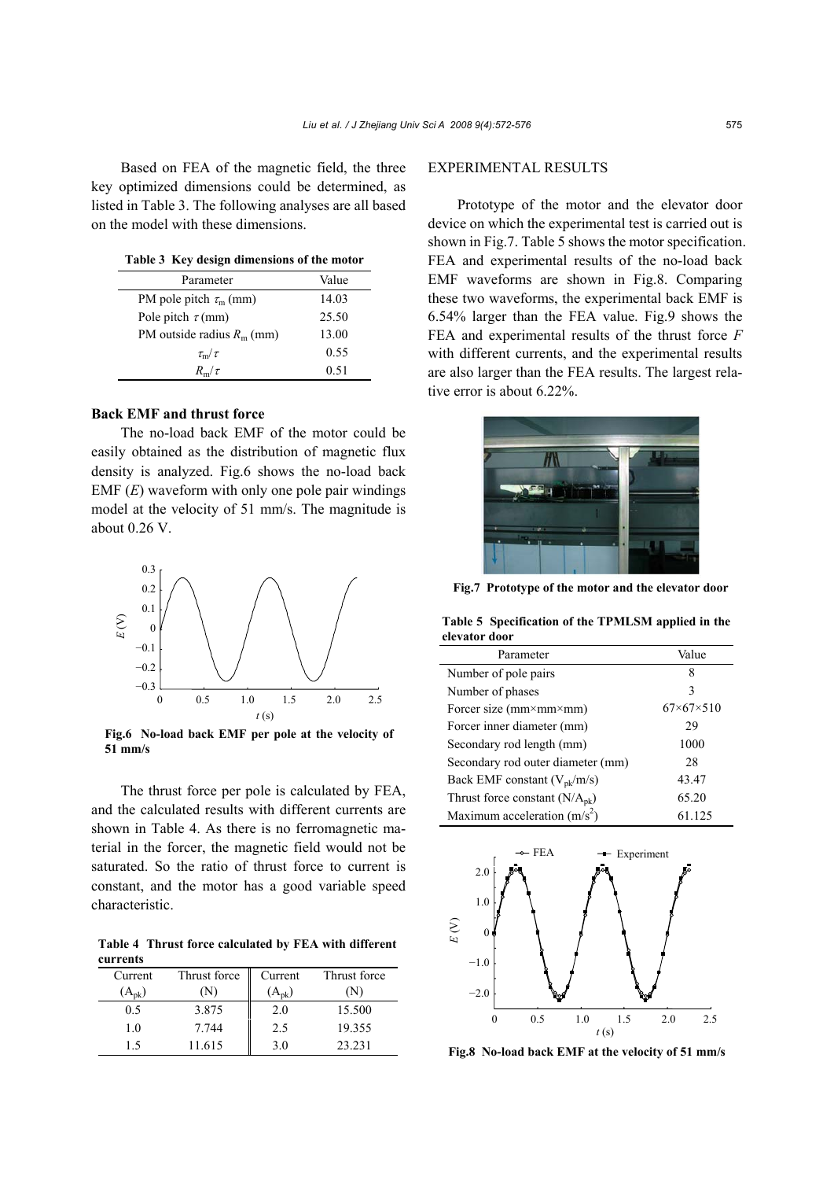Based on FEA of the magnetic field, the three key optimized dimensions could be determined, as listed in Table 3. The following analyses are all based on the model with these dimensions.

**Table 3 Key design dimensions of the motor**

| Parameter | Value |
|---|---|
| PM pole pitch $\tau_m$ (mm) | 14.03 |
| Pole pitch $\tau$ (mm) | 25.50 |
| PM outside radius $R_m$ (mm) | 13.00 |
| $\tau_m/\tau$ | 0.55 |
| $R_m/\tau$ | 0.51 |

### Back EMF and thrust force

The no-load back EMF of the motor could be easily obtained as the distribution of magnetic flux density is analyzed. Fig.6 shows the no-load back EMF ($E$) waveform with only one pole pair windings model at the velocity of 51 mm/s. The magnitude is about 0.26 V.

**Fig.6 No-load back EMF per pole at the velocity of 51 mm/s**

The thrust force per pole is calculated by FEA, and the calculated results with different currents are shown in Table 4. As there is no ferromagnetic material in the forcer, the magnetic field would not be saturated. So the ratio of thrust force to current is constant, and the motor has a good variable speed characteristic.

**Table 4 Thrust force calculated by FEA with different currents**

| Current ($A_{pk}$) | Thrust force (N) | Current ($A_{pk}$) | Thrust force (N) |
|---|---|---|---|
| 0.5 | 3.875 | 2.0 | 15.500 |
| 1.0 | 7.744 | 2.5 | 19.355 |
| 1.5 | 11.615 | 3.0 | 23.231 |

## EXPERIMENTAL RESULTS

Prototype of the motor and the elevator door device on which the experimental test is carried out is shown in Fig.7. Table 5 shows the motor specification. FEA and experimental results of the no-load back EMF waveforms are shown in Fig.8. Comparing these two waveforms, the experimental back EMF is 6.54% larger than the FEA value. Fig.9 shows the FEA and experimental results of the thrust force $F$ with different currents, and the experimental results are also larger than the FEA results. The largest relative error is about 6.22%.

**Fig.7 Prototype of the motor and the elevator door**

**Table 5 Specification of the TPMLSM applied in the elevator door**

| Parameter | Value |
|---|---|
| Number of pole pairs | 8 |
| Number of phases | 3 |
| Forcer size (mm×mm×mm) | 67×67×510 |
| Forcer inner diameter (mm) | 29 |
| Secondary rod length (mm) | 1000 |
| Secondary rod outer diameter (mm) | 28 |
| Back EMF constant ($V_{pk}$/m/s) | 43.47 |
| Thrust force constant (N/$A_{pk}$) | 65.20 |
| Maximum acceleration (m/s$^2$) | 61.125 |

**Fig.8 No-load back EMF at the velocity of 51 mm/s**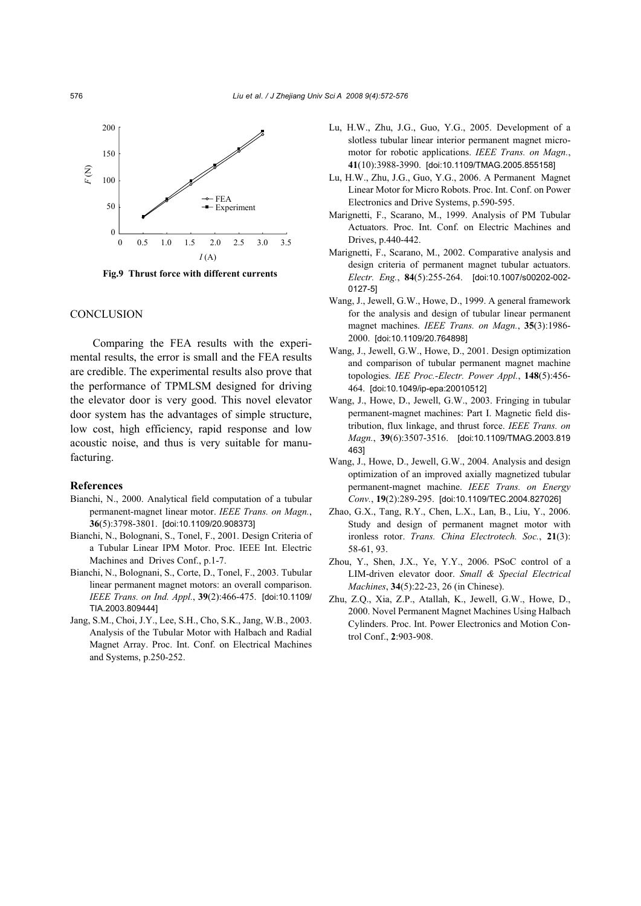200
150
$F$ (N)
100
50
0
0 0.5 1.0 1.5 2.0 2.5 3.0 3.5
$I$ (A)
FEA
Experiment

**Fig.9 Thrust force with different currents**

## CONCLUSION

Comparing the FEA results with the experimental results, the error is small and the FEA results are credible. The experimental results also prove that the performance of TPMLSM designed for driving the elevator door is very good. This novel elevator door system has the advantages of simple structure, low cost, high efficiency, rapid response and low acoustic noise, and thus is very suitable for manufacturing.

## References

Bianchi, N., 2000. Analytical field computation of a tubular permanent-magnet linear motor. *IEEE Trans. on Magn.*, **36**(5):3798-3801. [doi:10.1109/20.908373]

Bianchi, N., Bolognani, S., Tonel, F., 2001. Design Criteria of a Tubular Linear IPM Motor. Proc. IEEE Int. Electric Machines and Drives Conf., p.1-7.

Bianchi, N., Bolognani, S., Corte, D., Tonel, F., 2003. Tubular linear permanent magnet motors: an overall comparison. *IEEE Trans. on Ind. Appl.*, **39**(2):466-475. [doi:10.1109/TIA.2003.809444]

Jang, S.M., Choi, J.Y., Lee, S.H., Cho, S.K., Jang, W.B., 2003. Analysis of the Tubular Motor with Halbach and Radial Magnet Array. Proc. Int. Conf. on Electrical Machines and Systems, p.250-252.

Lu, H.W., Zhu, J.G., Guo, Y.G., 2005. Development of a slotless tubular linear interior permanent magnet micromotor for robotic applications. *IEEE Trans. on Magn.*, **41**(10):3988-3990. [doi:10.1109/TMAG.2005.855158]

Lu, H.W., Zhu, J.G., Guo, Y.G., 2006. A Permanent Magnet Linear Motor for Micro Robots. Proc. Int. Conf. on Power Electronics and Drive Systems, p.590-595.

Marignetti, F., Scarano, M., 1999. Analysis of PM Tubular Actuators. Proc. Int. Conf. on Electric Machines and Drives, p.440-442.

Marignetti, F., Scarano, M., 2002. Comparative analysis and design criteria of permanent magnet tubular actuators. *Electr. Eng.*, **84**(5):255-264. [doi:10.1007/s00202-002-0127-5]

Wang, J., Jewell, G.W., Howe, D., 1999. A general framework for the analysis and design of tubular linear permanent magnet machines. *IEEE Trans. on Magn.*, **35**(3):1986-2000. [doi:10.1109/20.764898]

Wang, J., Jewell, G.W., Howe, D., 2001. Design optimization and comparison of tubular permanent magnet machine topologies. *IEE Proc.-Electr. Power Appl.*, **148**(5):456-464. [doi:10.1049/ip-epa:20010512]

Wang, J., Howe, D., Jewell, G.W., 2003. Fringing in tubular permanent-magnet machines: Part I. Magnetic field distribution, flux linkage, and thrust force. *IEEE Trans. on Magn.*, **39**(6):3507-3516. [doi:10.1109/TMAG.2003.819463]

Wang, J., Howe, D., Jewell, G.W., 2004. Analysis and design optimization of an improved axially magnetized tubular permanent-magnet machine. *IEEE Trans. on Energy Conv.*, **19**(2):289-295. [doi:10.1109/TEC.2004.827026]

Zhao, G.X., Tang, R.Y., Chen, L.X., Lan, B., Liu, Y., 2006. Study and design of permanent magnet motor with ironless rotor. *Trans. China Electrotech. Soc.*, **21**(3): 58-61, 93.

Zhou, Y., Shen, J.X., Ye, Y.Y., 2006. PSoC control of a LIM-driven elevator door. *Small & Special Electrical Machines*, **34**(5):22-23, 26 (in Chinese).

Zhu, Z.Q., Xia, Z.P., Atallah, K., Jewell, G.W., Howe, D., 2000. Novel Permanent Magnet Machines Using Halbach Cylinders. Proc. Int. Power Electronics and Motion Control Conf., **2**:903-908.